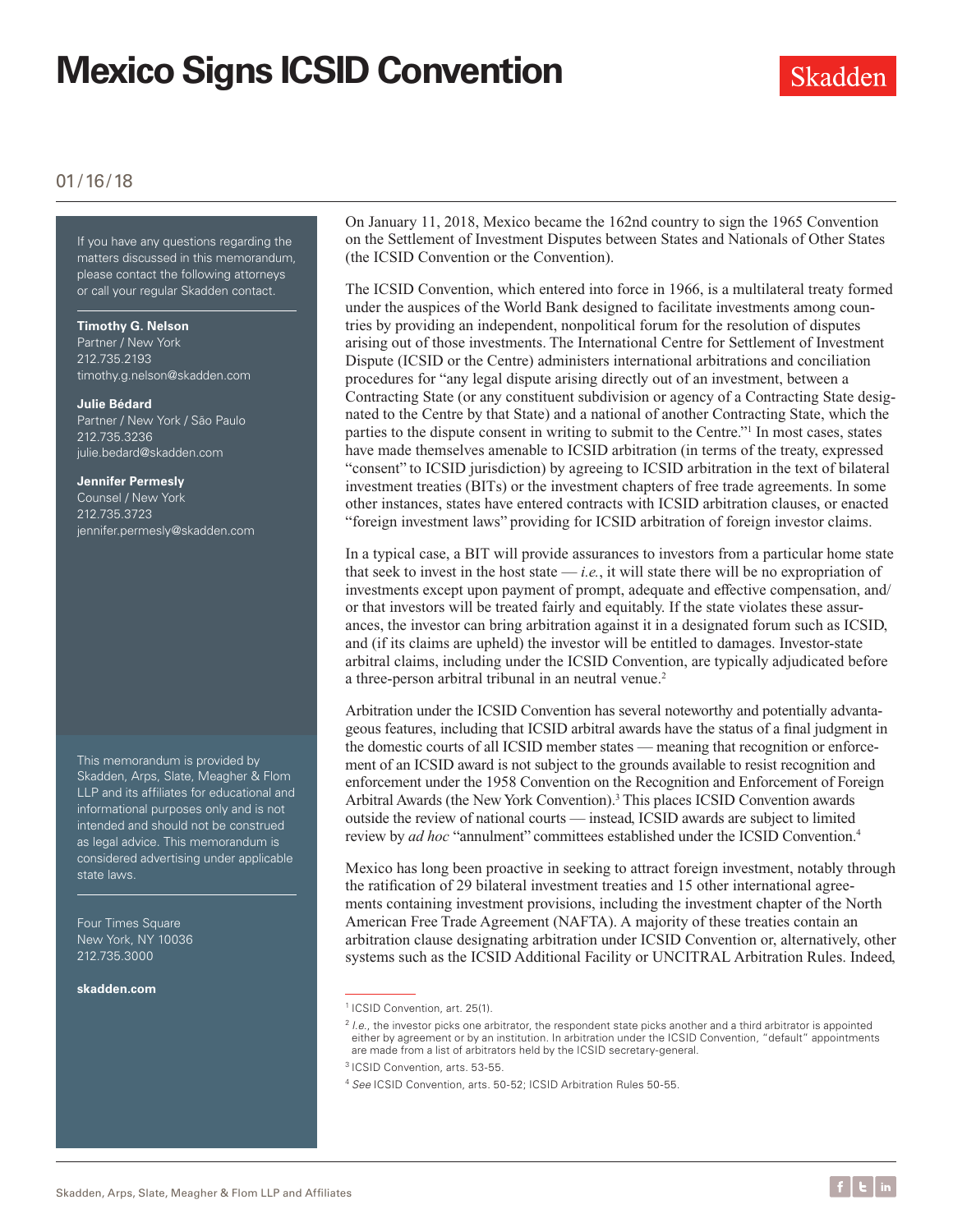# Mexico Signs ICSID Convention

01/16/18

If you have any questions regarding the matters discussed in this memorandum, please contact the following attorneys or call your regular Skadden contact.

**Timothy G. Nelson**
Partner / New York
212.735.2193
timothy.g.nelson@skadden.com

**Julie Bédard**
Partner / New York / São Paulo
212.735.3236
julie.bedard@skadden.com

**Jennifer Permesly**
Counsel / New York
212.735.3723
jennifer.permesly@skadden.com

This memorandum is provided by Skadden, Arps, Slate, Meagher & Flom LLP and its affiliates for educational and informational purposes only and is not intended and should not be construed as legal advice. This memorandum is considered advertising under applicable state laws.

Four Times Square
New York, NY 10036
212.735.3000

**skadden.com**

On January 11, 2018, Mexico became the 162nd country to sign the 1965 Convention on the Settlement of Investment Disputes between States and Nationals of Other States (the ICSID Convention or the Convention).

The ICSID Convention, which entered into force in 1966, is a multilateral treaty formed under the auspices of the World Bank designed to facilitate investments among countries by providing an independent, nonpolitical forum for the resolution of disputes arising out of those investments. The International Centre for Settlement of Investment Dispute (ICSID or the Centre) administers international arbitrations and conciliation procedures for "any legal dispute arising directly out of an investment, between a Contracting State (or any constituent subdivision or agency of a Contracting State designated to the Centre by that State) and a national of another Contracting State, which the parties to the dispute consent in writing to submit to the Centre."[1] In most cases, states have made themselves amenable to ICSID arbitration (in terms of the treaty, expressed "consent" to ICSID jurisdiction) by agreeing to ICSID arbitration in the text of bilateral investment treaties (BITs) or the investment chapters of free trade agreements. In some other instances, states have entered contracts with ICSID arbitration clauses, or enacted "foreign investment laws" providing for ICSID arbitration of foreign investor claims.

In a typical case, a BIT will provide assurances to investors from a particular home state that seek to invest in the host state — *i.e.*, it will state there will be no expropriation of investments except upon payment of prompt, adequate and effective compensation, and/or that investors will be treated fairly and equitably. If the state violates these assurances, the investor can bring arbitration against it in a designated forum such as ICSID, and (if its claims are upheld) the investor will be entitled to damages. Investor-state arbitral claims, including under the ICSID Convention, are typically adjudicated before a three-person arbitral tribunal in an neutral venue.[2]

Arbitration under the ICSID Convention has several noteworthy and potentially advantageous features, including that ICSID arbitral awards have the status of a final judgment in the domestic courts of all ICSID member states — meaning that recognition or enforcement of an ICSID award is not subject to the grounds available to resist recognition and enforcement under the 1958 Convention on the Recognition and Enforcement of Foreign Arbitral Awards (the New York Convention).[3] This places ICSID Convention awards outside the review of national courts — instead, ICSID awards are subject to limited review by *ad hoc* "annulment" committees established under the ICSID Convention.[4]

Mexico has long been proactive in seeking to attract foreign investment, notably through the ratification of 29 bilateral investment treaties and 15 other international agreements containing investment provisions, including the investment chapter of the North American Free Trade Agreement (NAFTA). A majority of these treaties contain an arbitration clause designating arbitration under ICSID Convention or, alternatively, other systems such as the ICSID Additional Facility or UNCITRAL Arbitration Rules. Indeed,

[1] ICSID Convention, art. 25(1).

[2] *I.e.*, the investor picks one arbitrator, the respondent state picks another and a third arbitrator is appointed either by agreement or by an institution. In arbitration under the ICSID Convention, "default" appointments are made from a list of arbitrators held by the ICSID secretary-general.

[3] ICSID Convention, arts. 53-55.

[4] *See* ICSID Convention, arts. 50-52; ICSID Arbitration Rules 50-55.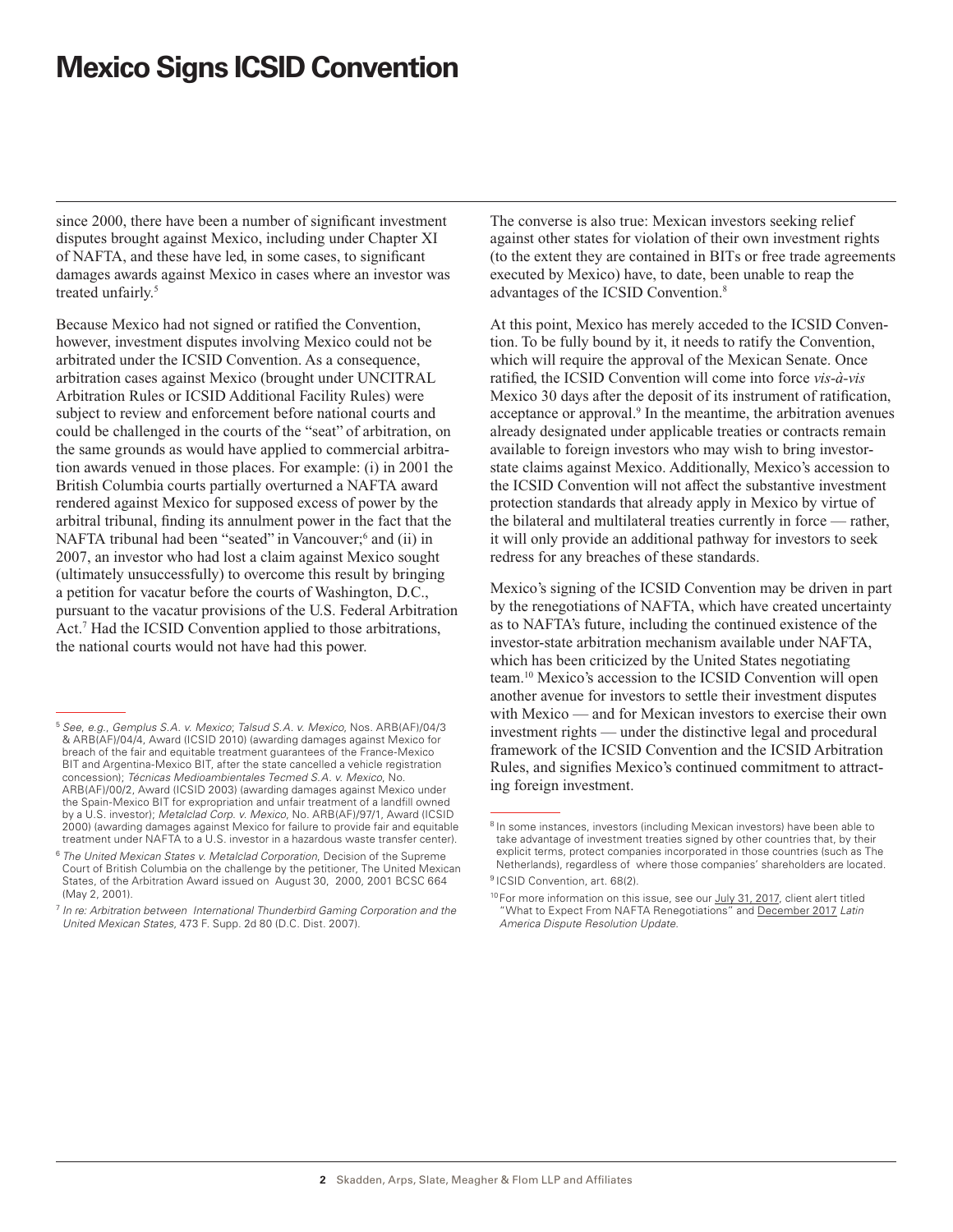since 2000, there have been a number of significant investment disputes brought against Mexico, including under Chapter XI of NAFTA, and these have led, in some cases, to significant damages awards against Mexico in cases where an investor was treated unfairly.[5]

Because Mexico had not signed or ratified the Convention, however, investment disputes involving Mexico could not be arbitrated under the ICSID Convention. As a consequence, arbitration cases against Mexico (brought under UNCITRAL Arbitration Rules or ICSID Additional Facility Rules) were subject to review and enforcement before national courts and could be challenged in the courts of the "seat" of arbitration, on the same grounds as would have applied to commercial arbitration awards venued in those places. For example: (i) in 2001 the British Columbia courts partially overturned a NAFTA award rendered against Mexico for supposed excess of power by the arbitral tribunal, finding its annulment power in the fact that the NAFTA tribunal had been "seated" in Vancouver;[6] and (ii) in 2007, an investor who had lost a claim against Mexico sought (ultimately unsuccessfully) to overcome this result by bringing a petition for vacatur before the courts of Washington, D.C., pursuant to the vacatur provisions of the U.S. Federal Arbitration Act.[7] Had the ICSID Convention applied to those arbitrations, the national courts would not have had this power.

The converse is also true: Mexican investors seeking relief against other states for violation of their own investment rights (to the extent they are contained in BITs or free trade agreements executed by Mexico) have, to date, been unable to reap the advantages of the ICSID Convention.[8]

At this point, Mexico has merely acceded to the ICSID Convention. To be fully bound by it, it needs to ratify the Convention, which will require the approval of the Mexican Senate. Once ratified, the ICSID Convention will come into force *vis-à-vis* Mexico 30 days after the deposit of its instrument of ratification, acceptance or approval.[9] In the meantime, the arbitration avenues already designated under applicable treaties or contracts remain available to foreign investors who may wish to bring investor-state claims against Mexico. Additionally, Mexico's accession to the ICSID Convention will not affect the substantive investment protection standards that already apply in Mexico by virtue of the bilateral and multilateral treaties currently in force — rather, it will only provide an additional pathway for investors to seek redress for any breaches of these standards.

Mexico's signing of the ICSID Convention may be driven in part by the renegotiations of NAFTA, which have created uncertainty as to NAFTA's future, including the continued existence of the investor-state arbitration mechanism available under NAFTA, which has been criticized by the United States negotiating team.[10] Mexico's accession to the ICSID Convention will open another avenue for investors to settle their investment disputes with Mexico — and for Mexican investors to exercise their own investment rights — under the distinctive legal and procedural framework of the ICSID Convention and the ICSID Arbitration Rules, and signifies Mexico's continued commitment to attracting foreign investment.

---

[5] *See, e.g.*, *Gemplus S.A. v. Mexico*; *Talsud S.A. v. Mexico*, Nos. ARB(AF)/04/3 & ARB(AF)/04/4, Award (ICSID 2010) (awarding damages against Mexico for breach of the fair and equitable treatment guarantees of the France-Mexico BIT and Argentina-Mexico BIT, after the state cancelled a vehicle registration concession); *Técnicas Medioambientales Tecmed S.A. v. Mexico*, No. ARB(AF)/00/2, Award (ICSID 2003) (awarding damages against Mexico under the Spain-Mexico BIT for expropriation and unfair treatment of a landfill owned by a U.S. investor); *Metalclad Corp. v. Mexico*, No. ARB(AF)/97/1, Award (ICSID 2000) (awarding damages against Mexico for failure to provide fair and equitable treatment under NAFTA to a U.S. investor in a hazardous waste transfer center).

[6] *The United Mexican States v. Metalclad Corporation*, Decision of the Supreme Court of British Columbia on the challenge by the petitioner, The United Mexican States, of the Arbitration Award issued on August 30, 2000, 2001 BCSC 664 (May 2, 2001).

[7] *In re: Arbitration between International Thunderbird Gaming Corporation and the United Mexican States*, 473 F. Supp. 2d 80 (D.C. Dist. 2007).

[8] In some instances, investors (including Mexican investors) have been able to take advantage of investment treaties signed by other countries that, by their explicit terms, protect companies incorporated in those countries (such as The Netherlands), regardless of where those companies' shareholders are located.

[9] ICSID Convention, art. 68(2).

[10] For more information on this issue, see our July 31, 2017, client alert titled "What to Expect From NAFTA Renegotiations" and December 2017 *Latin America Dispute Resolution Update*.